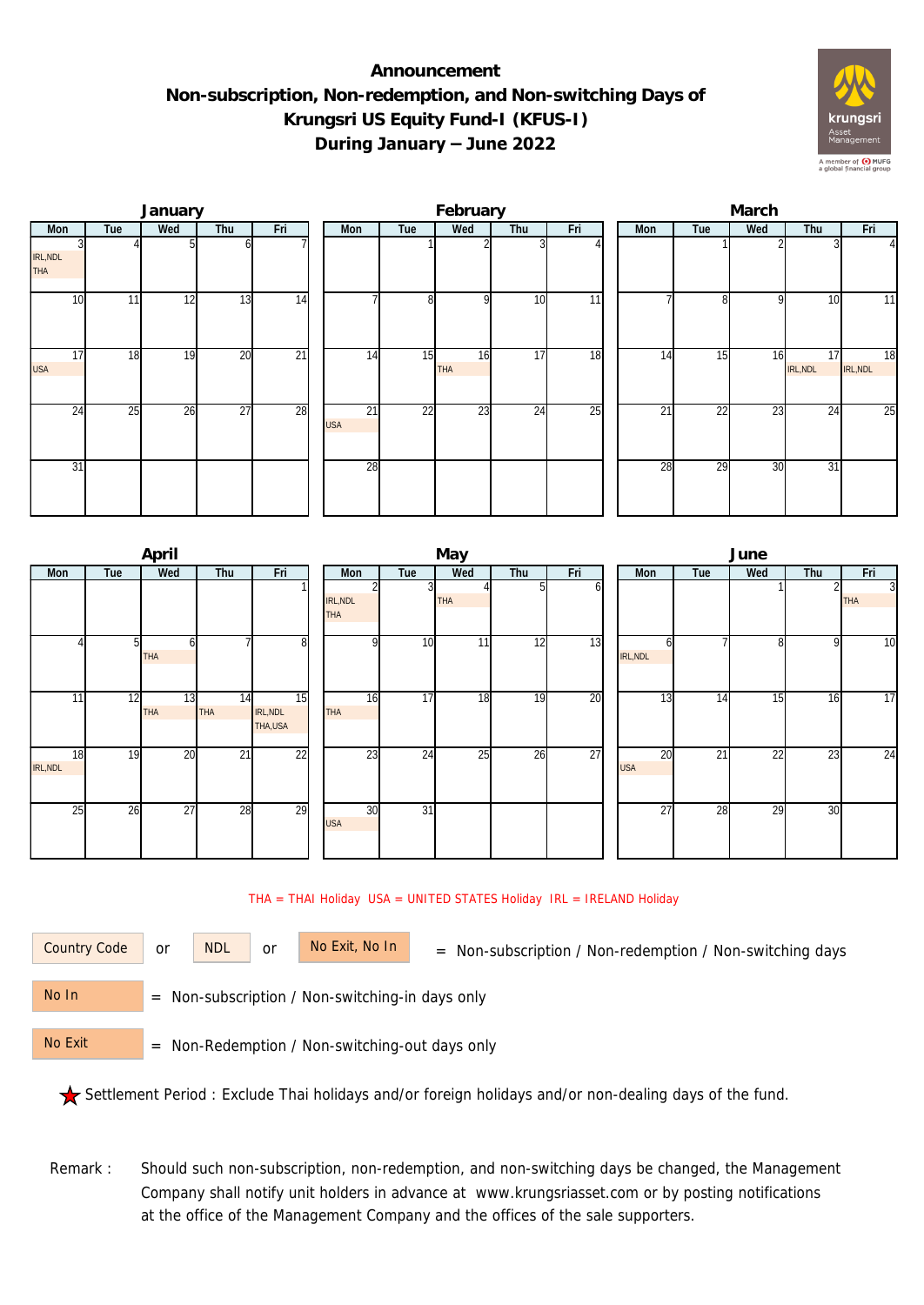# Announcement
## Non-subscription, Non-redemption, and Non-switching Days of Krungsri US Equity Fund-I (KFUS-I) During January – June 2022

### January

| Mon | Tue | Wed | Thu | Fri |
|---|---|---|---|---|
| 3 IRL,NDL THA | 4 | 5 | 6 | 7 |
| 10 | 11 | 12 | 13 | 14 |
| 17 USA | 18 | 19 | 20 | 21 |
| 24 | 25 | 26 | 27 | 28 |
| 31 | | | | |

### February

| Mon | Tue | Wed | Thu | Fri |
|---|---|---|---|---|
| | 1 | 2 | 3 | 4 |
| 7 | 8 | 9 | 10 | 11 |
| 14 | 15 | 16 THA | 17 | 18 |
| 21 USA | 22 | 23 | 24 | 25 |
| 28 | | | | |

### March

| Mon | Tue | Wed | Thu | Fri |
|---|---|---|---|---|
| | 1 | 2 | 3 | 4 |
| 7 | 8 | 9 | 10 | 11 |
| 14 | 15 | 16 | 17 IRL,NDL | 18 IRL,NDL |
| 21 | 22 | 23 | 24 | 25 |
| 28 | 29 | 30 | 31 | |

### April

| Mon | Tue | Wed | Thu | Fri |
|---|---|---|---|---|
| | | | | 1 |
| 4 | 5 | 6 THA | 7 | 8 |
| 11 | 12 | 13 THA | 14 THA | 15 IRL,NDL THA,USA |
| 18 IRL,NDL | 19 | 20 | 21 | 22 |
| 25 | 26 | 27 | 28 | 29 |

### May

| Mon | Tue | Wed | Thu | Fri |
|---|---|---|---|---|
| 2 IRL,NDL THA | 3 | 4 THA | 5 | 6 |
| 9 | 10 | 11 | 12 | 13 |
| 16 THA | 17 | 18 | 19 | 20 |
| 23 | 24 | 25 | 26 | 27 |
| 30 USA | 31 | | | |

### June

| Mon | Tue | Wed | Thu | Fri |
|---|---|---|---|---|
| | | 1 | 2 | 3 THA |
| 6 IRL,NDL | 7 | 8 | 9 | 10 |
| 13 | 14 | 15 | 16 | 17 |
| 20 USA | 21 | 22 | 23 | 24 |
| 27 | 28 | 29 | 30 | |

THA = THAI Holiday USA = UNITED STATES Holiday IRL = IRELAND Holiday

Country Code or NDL or No Exit, No In = Non-subscription / Non-redemption / Non-switching days

No In = Non-subscription / Non-switching-in days only

No Exit = Non-Redemption / Non-switching-out days only

★ Settlement Period : Exclude Thai holidays and/or foreign holidays and/or non-dealing days of the fund.

Remark : Should such non-subscription, non-redemption, and non-switching days be changed, the Management Company shall notify unit holders in advance at www.krungsriasset.com or by posting notifications at the office of the Management Company and the offices of the sale supporters.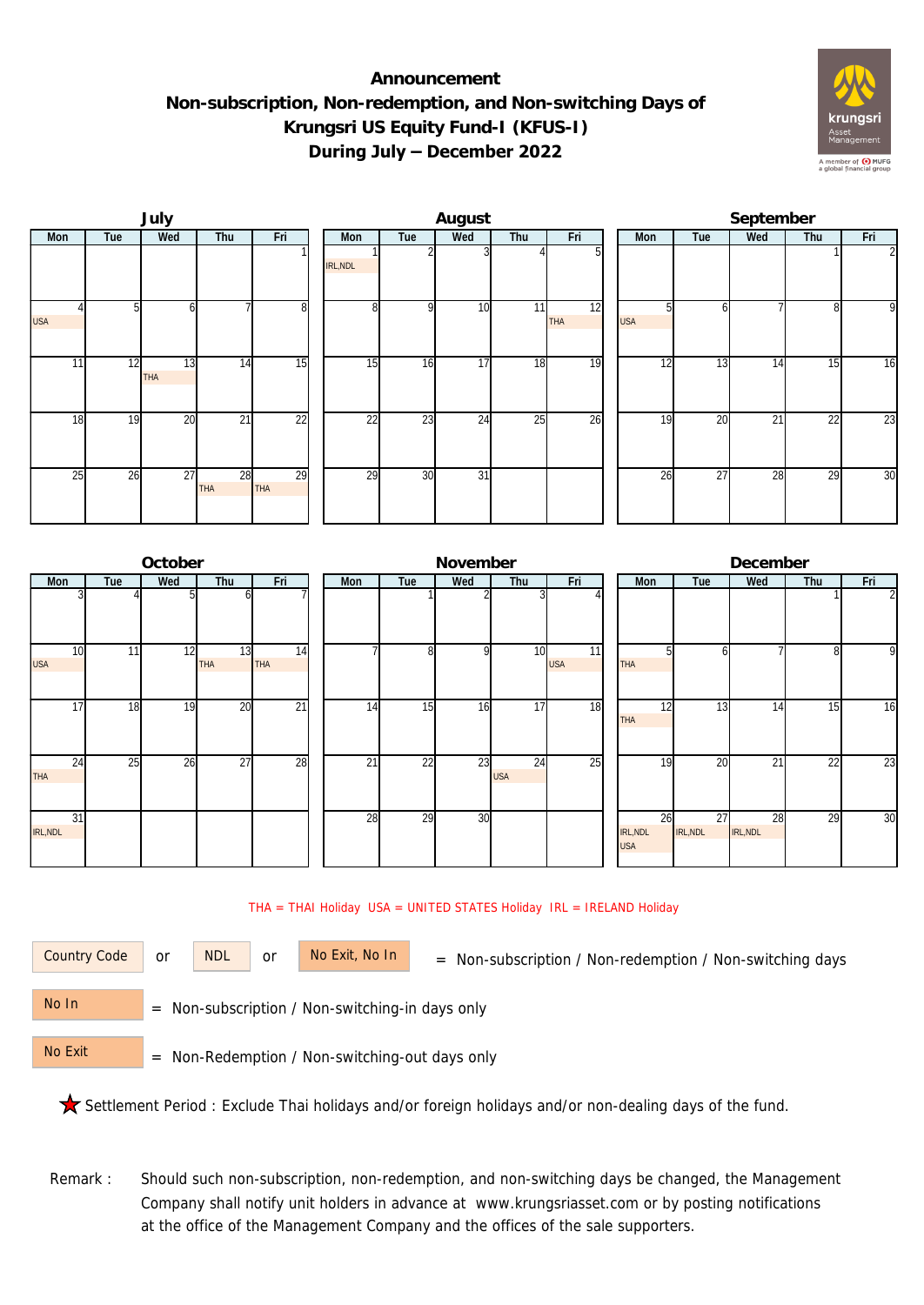# Announcement
## Non-subscription, Non-redemption, and Non-switching Days of Krungsri US Equity Fund-I (KFUS-I) During July – December 2022

### July

| Mon | Tue | Wed | Thu | Fri |
|---|---|---|---|---|
| | | | | 1 |
| 4 USA | 5 | 6 | 7 | 8 |
| 11 | 12 | 13 THA | 14 | 15 |
| 18 | 19 | 20 | 21 | 22 |
| 25 | 26 | 27 | 28 THA | 29 THA |

### August

| Mon | Tue | Wed | Thu | Fri |
|---|---|---|---|---|
| 1 IRL,NDL | 2 | 3 | 4 | 5 |
| 8 | 9 | 10 | 11 | 12 THA |
| 15 | 16 | 17 | 18 | 19 |
| 22 | 23 | 24 | 25 | 26 |
| 29 | 30 | 31 | | |

### September

| Mon | Tue | Wed | Thu | Fri |
|---|---|---|---|---|
| | | | 1 | 2 |
| 5 USA | 6 | 7 | 8 | 9 |
| 12 | 13 | 14 | 15 | 16 |
| 19 | 20 | 21 | 22 | 23 |
| 26 | 27 | 28 | 29 | 30 |

### October

| Mon | Tue | Wed | Thu | Fri |
|---|---|---|---|---|
| 3 | 4 | 5 | 6 | 7 |
| 10 USA | 11 | 12 | 13 THA | 14 THA |
| 17 | 18 | 19 | 20 | 21 |
| 24 THA | 25 | 26 | 27 | 28 |
| 31 IRL,NDL | | | | |

### November

| Mon | Tue | Wed | Thu | Fri |
|---|---|---|---|---|
| | 1 | 2 | 3 | 4 |
| 7 | 8 | 9 | 10 | 11 USA |
| 14 | 15 | 16 | 17 | 18 |
| 21 | 22 | 23 | 24 USA | 25 |
| 28 | 29 | 30 | | |

### December

| Mon | Tue | Wed | Thu | Fri |
|---|---|---|---|---|
| | | | 1 | 2 |
| 5 THA | 6 | 7 | 8 | 9 |
| 12 THA | 13 | 14 | 15 | 16 |
| 19 | 20 | 21 | 22 | 23 |
| 26 IRL,NDL USA | 27 IRL,NDL | 28 IRL,NDL | 29 | 30 |

THA = THAI Holiday USA = UNITED STATES Holiday IRL = IRELAND Holiday

Country Code or NDL or No Exit, No In = Non-subscription / Non-redemption / Non-switching days

No In = Non-subscription / Non-switching-in days only

No Exit = Non-Redemption / Non-switching-out days only

★ Settlement Period : Exclude Thai holidays and/or foreign holidays and/or non-dealing days of the fund.

Remark : Should such non-subscription, non-redemption, and non-switching days be changed, the Management Company shall notify unit holders in advance at www.krungsriasset.com or by posting notifications at the office of the Management Company and the offices of the sale supporters.